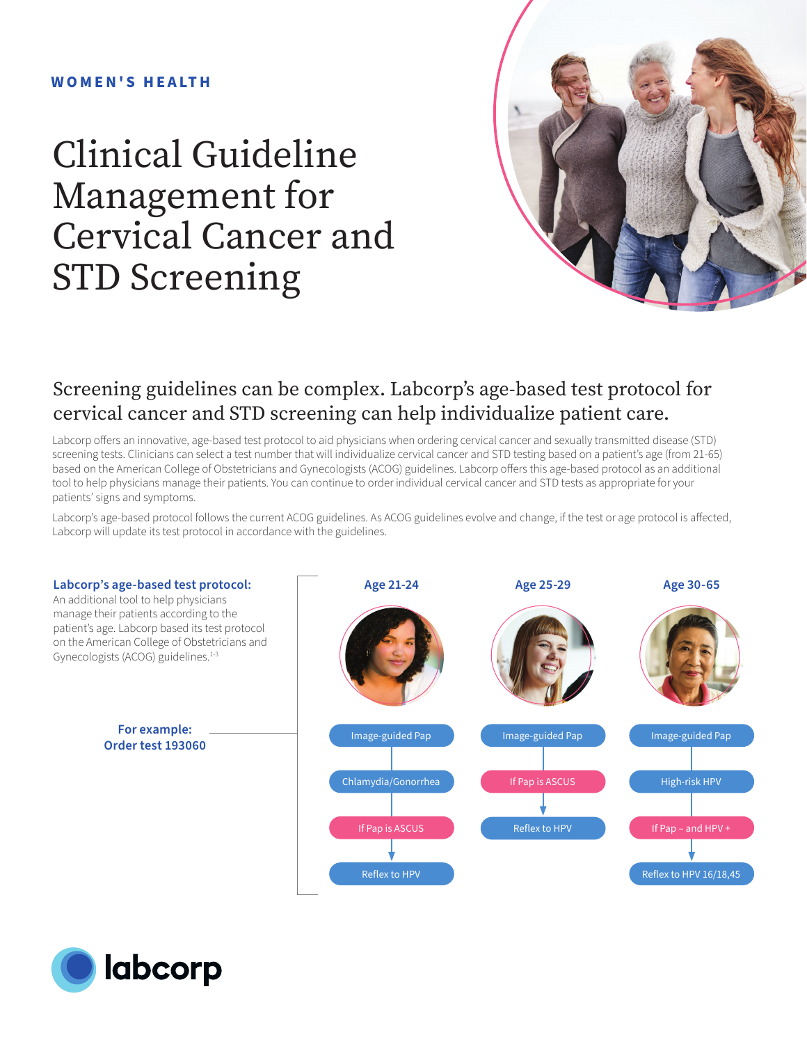WOMEN'S HEALTH

# Clinical Guideline Management for Cervical Cancer and STD Screening

## Screening guidelines can be complex. Labcorp's age-based test protocol for cervical cancer and STD screening can help individualize patient care.

Labcorp offers an innovative, age-based test protocol to aid physicians when ordering cervical cancer and sexually transmitted disease (STD) screening tests. Clinicians can select a test number that will individualize cervical cancer and STD testing based on a patient's age (from 21-65) based on the American College of Obstetricians and Gynecologists (ACOG) guidelines. Labcorp offers this age-based protocol as an additional tool to help physicians manage their patients. You can continue to order individual cervical cancer and STD tests as appropriate for your patients' signs and symptoms.

Labcorp's age-based protocol follows the current ACOG guidelines. As ACOG guidelines evolve and change, if the test or age protocol is affected, Labcorp will update its test protocol in accordance with the guidelines.

**Labcorp's age-based test protocol:**
An additional tool to help physicians manage their patients according to the patient's age. Labcorp based its test protocol on the American College of Obstetricians and Gynecologists (ACOG) guidelines.[1-3]

**For example:**
**Order test 193060**

| Age 21-24 | Age 25-29 | Age 30-65 |
| --- | --- | --- |
| Image-guided Pap | Image-guided Pap | Image-guided Pap |
| Chlamydia/Gonorrhea | If Pap is ASCUS → Reflex to HPV | High-risk HPV |
| If Pap is ASCUS → Reflex to HPV | | If Pap – and HPV + → Reflex to HPV 16/18,45 |

labcorp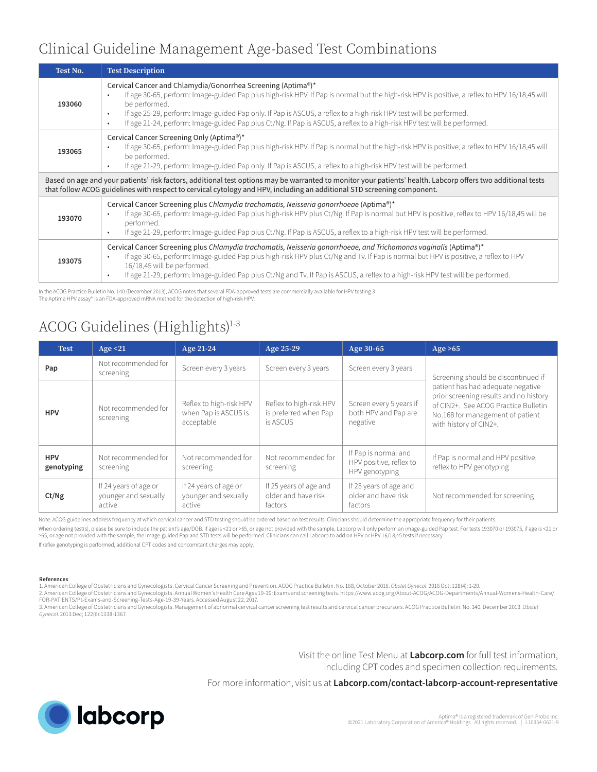# Clinical Guideline Management Age-based Test Combinations

| Test No. | Test Description |
|---|---|
| 193060 | Cervical Cancer and Chlamydia/Gonorrhea Screening (Aptima®)* <br>• If age 30-65, perform: Image-guided Pap plus high-risk HPV. If Pap is normal but the high-risk HPV is positive, a reflex to HPV 16/18,45 will be performed. <br>• If age 25-29, perform: Image-guided Pap only. If Pap is ASCUS, a reflex to a high-risk HPV test will be performed. <br>• If age 21-24, perform: Image-guided Pap plus Ct/Ng. If Pap is ASCUS, a reflex to a high-risk HPV test will be performed. |
| 193065 | Cervical Cancer Screening Only (Aptima®)* <br>• If age 30-65, perform: Image-guided Pap plus high-risk HPV. If Pap is normal but the high-risk HPV is positive, a reflex to HPV 16/18,45 will be performed. <br>• If age 21-29, perform: Image-guided Pap only. If Pap is ASCUS, a reflex to a high-risk HPV test will be performed. |
| Based on age and your patients' risk factors, additional test options may be warranted to monitor your patients' health. Labcorp offers two additional tests that follow ACOG guidelines with respect to cervical cytology and HPV, including an additional STD screening component. | |
| 193070 | Cervical Cancer Screening plus *Chlamydia trachomatis, Neisseria gonorrhoeae* (Aptima®)* <br>• If age 30-65, perform: Image-guided Pap plus high-risk HPV plus Ct/Ng. If Pap is normal but HPV is positive, reflex to HPV 16/18,45 will be performed. <br>• If age 21-29, perform: Image-guided Pap plus Ct/Ng. If Pap is ASCUS, a reflex to a high-risk HPV test will be performed. |
| 193075 | Cervical Cancer Screening plus *Chlamydia trachomatis, Neisseria gonorrhoeae, and Trichomonas vaginalis* (Aptima®)* <br>• If age 30-65, perform: Image-guided Pap plus high-risk HPV plus Ct/Ng and Tv. If Pap is normal but HPV is positive, a reflex to HPV 16/18,45 will be performed. <br>• If age 21-29, perform: Image-guided Pap plus Ct/Ng and Tv. If Pap is ASCUS, a reflex to a high-risk HPV test will be performed. |

In the ACOG Practice Bulletin No. 140 (December 2013), ACOG notes that several FDA-approved tests are commercially available for HPV testing.3
The Aptima HPV assay* is an FDA-approved mRNA method for the detection of high-risk HPV.

# ACOG Guidelines (Highlights)[1-3]

| Test | Age <21 | Age 21-24 | Age 25-29 | Age 30-65 | Age >65 |
|---|---|---|---|---|---|
| **Pap** | Not recommended for screening | Screen every 3 years | Screen every 3 years | Screen every 3 years | Screening should be discontinued if patient has had adequate negative prior screening results and no history of CIN2+. See ACOG Practice Bulletin No.168 for management of patient with history of CIN2+. |
| **HPV** | Not recommended for screening | Reflex to high-risk HPV when Pap is ASCUS is acceptable | Reflex to high-risk HPV is preferred when Pap is ASCUS | Screen every 5 years if both HPV and Pap are negative | |
| **HPV genotyping** | Not recommended for screening | Not recommended for screening | Not recommended for screening | If Pap is normal and HPV positive, reflex to HPV genotyping | If Pap is normal and HPV positive, reflex to HPV genotyping |
| **Ct/Ng** | If 24 years of age or younger and sexually active | If 24 years of age or younger and sexually active | If 25 years of age and older and have risk factors | If 25 years of age and older and have risk factors | Not recommended for screening |

Note: ACOG guidelines address frequency at which cervical cancer and STD testing should be ordered based on test results. Clinicians should determine the appropriate frequency for their patients.

When ordering test(s), please be sure to include the patient's age/DOB. If age is <21 or >65, or age not provided with the sample, Labcorp will only perform an image-guided Pap test. For tests 193070 or 193075, if age is <21 or >65, or age not provided with the sample, the image-guided Pap and STD tests will be performed. Clinicians can call Labcorp to add on HPV or HPV 16/18,45 tests if necessary.

If reflex genotyping is performed, additional CPT codes and concomitant charges may apply.

**References**

1. American College of Obstetricians and Gynecologists. Cervical Cancer Screening and Prevention. ACOG Practice Bulletin. No. 168, October 2016. *Obstet Gynecol*. 2016 Oct; 128(4): 1-20.
2. American College of Obstetricians and Gynecologists. Annual Women's Health Care Ages 19-39: Exams and screening tests. https://www.acog.org/About-ACOG/ACOG-Departments/Annual-Womens-Health-Care/FOR-PATIENTS/Pt-Exams-and-Screening-Tests-Age-19-39-Years. Accessed August 22, 2017.
3. American College of Obstetricians and Gynecologists. Management of abnormal cervical cancer screening test results and cervical cancer precursors. ACOG Practice Bulletin. No. 140, December 2013. *Obstet Gynecol*. 2013 Dec; 122(6):1338-1367.

Visit the online Test Menu at **Labcorp.com** for full test information, including CPT codes and specimen collection requirements.

For more information, visit us at **Labcorp.com/contact-labcorp-account-representative**

labcorp

Aptima® is a registered trademark of Gen-Probe Inc.
©2021 Laboratory Corporation of America® Holdings All rights reserved. | L10354-0621-9